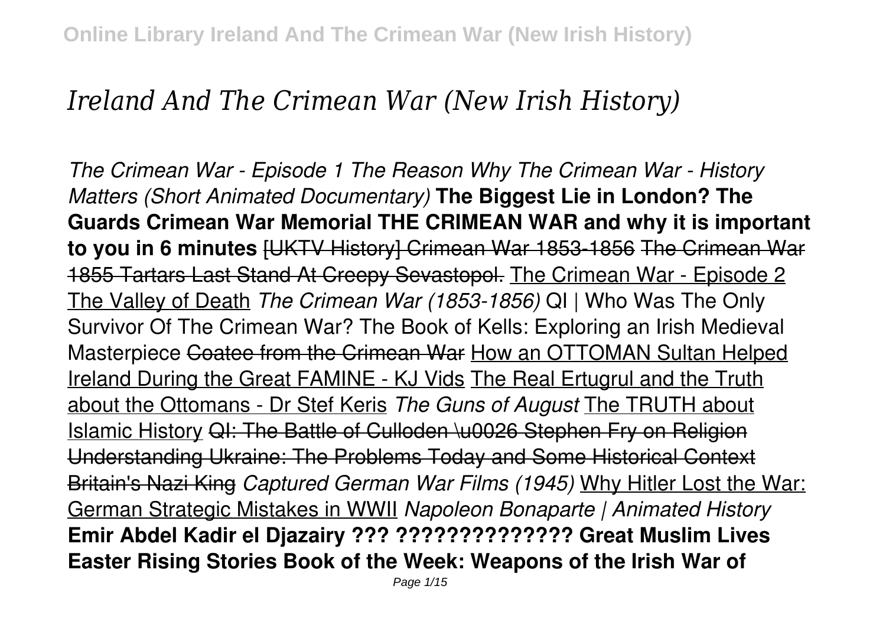# *Ireland And The Crimean War (New Irish History)*

*The Crimean War - Episode 1 The Reason Why The Crimean War - History Matters (Short Animated Documentary)* **The Biggest Lie in London? The Guards Crimean War Memorial THE CRIMEAN WAR and why it is important to you in 6 minutes** [UKTV History] Crimean War 1853-1856 The Crimean War 1855 Tartars Last Stand At Creepy Sevastopol. The Crimean War - Episode 2 The Valley of Death *The Crimean War (1853-1856)* QI | Who Was The Only Survivor Of The Crimean War? The Book of Kells: Exploring an Irish Medieval Masterpiece Coatee from the Crimean War How an OTTOMAN Sultan Helped Ireland During the Great FAMINE - KJ Vids The Real Ertugrul and the Truth about the Ottomans - Dr Stef Keris *The Guns of August* The TRUTH about Islamic History QI: The Battle of Culloden \u0026 Stephen Fry on Religion Understanding Ukraine: The Problems Today and Some Historical Context Britain's Nazi King *Captured German War Films (1945)* Why Hitler Lost the War: German Strategic Mistakes in WWII *Napoleon Bonaparte | Animated History* **Emir Abdel Kadir el Djazairy ??? ?????????????? Great Muslim Lives Easter Rising Stories Book of the Week: Weapons of the Irish War of**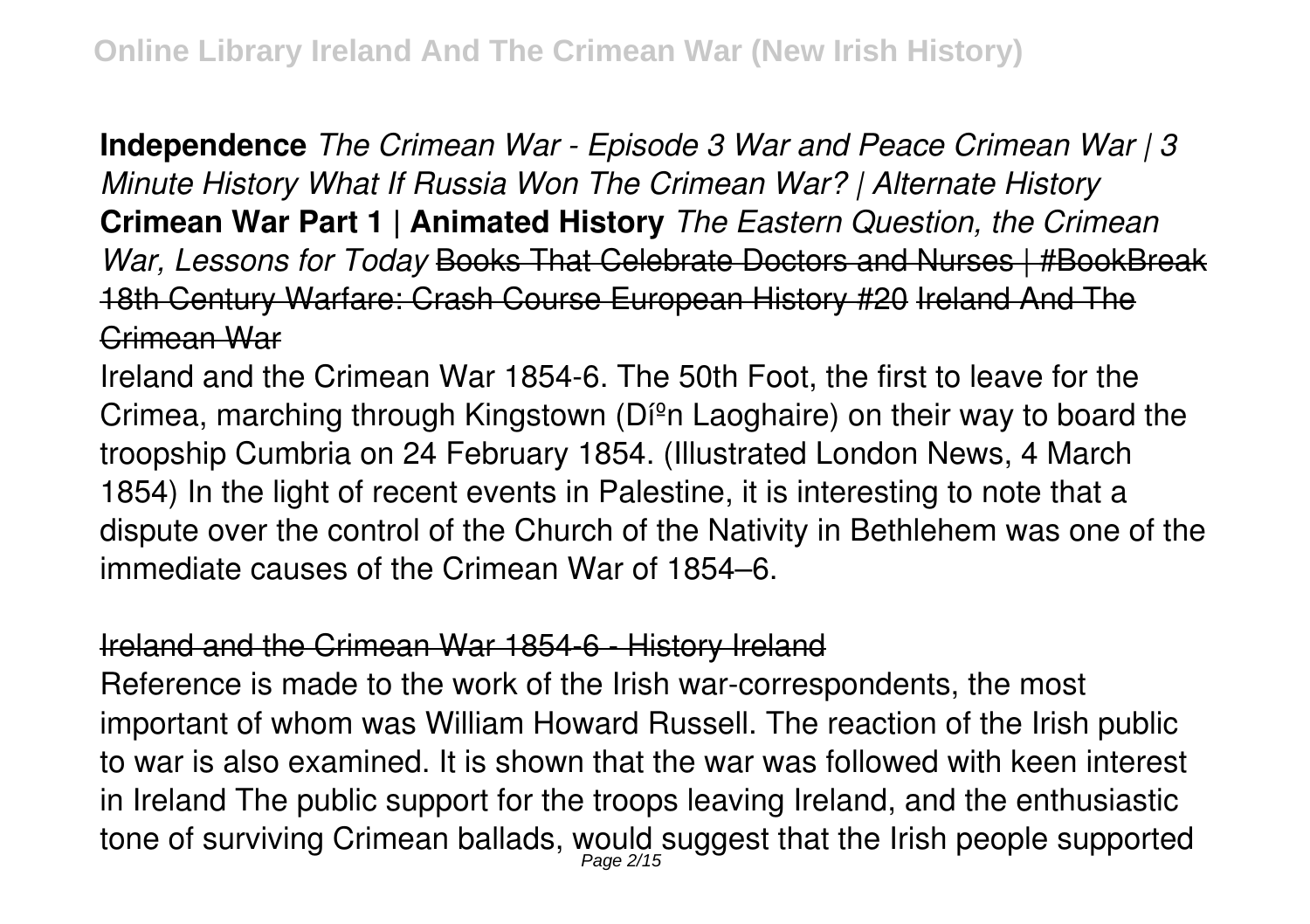**Independence** *The Crimean War - Episode 3 War and Peace Crimean War | 3 Minute History What If Russia Won The Crimean War? | Alternate History* **Crimean War Part 1 | Animated History** *The Eastern Question, the Crimean War, Lessons for Today* ~~Books That Celebrate Doctors and Nurses | #BookBreak~~ ~~18th Century Warfare: Crash Course European History #20~~ ~~Ireland And The Crimean War~~

Ireland and the Crimean War 1854-6. The 50th Foot, the first to leave for the Crimea, marching through Kingstown (Díºn Laoghaire) on their way to board the troopship Cumbria on 24 February 1854. (Illustrated London News, 4 March 1854) In the light of recent events in Palestine, it is interesting to note that a dispute over the control of the Church of the Nativity in Bethlehem was one of the immediate causes of the Crimean War of 1854–6.

~~Ireland and the Crimean War 1854-6 - History Ireland~~

Reference is made to the work of the Irish war-correspondents, the most important of whom was William Howard Russell. The reaction of the Irish public to war is also examined. It is shown that the war was followed with keen interest in Ireland The public support for the troops leaving Ireland, and the enthusiastic tone of surviving Crimean ballads, would suggest that the Irish people supported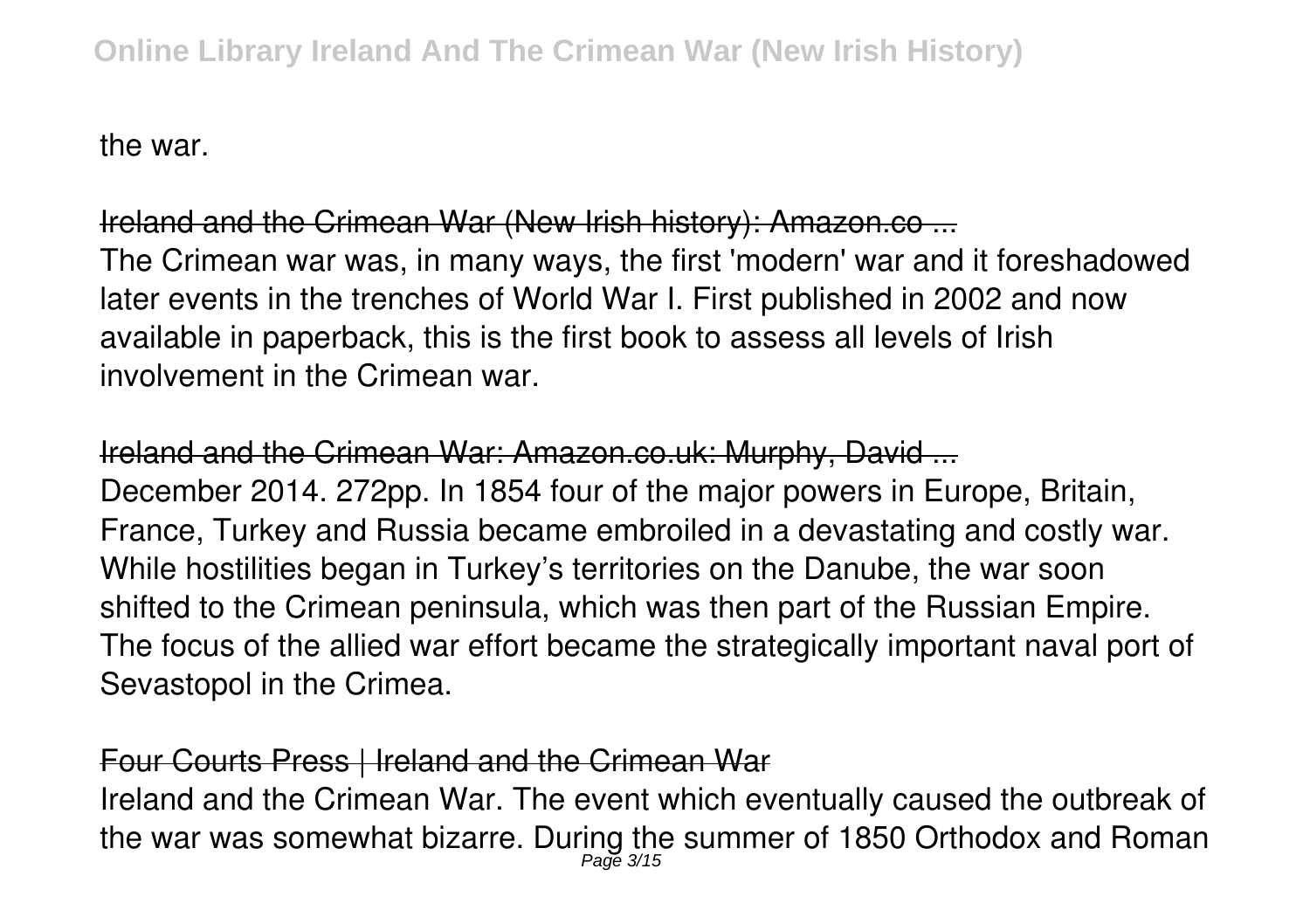the war.

Ireland and the Crimean War (New Irish history): Amazon.co ...

The Crimean war was, in many ways, the first 'modern' war and it foreshadowed later events in the trenches of World War I. First published in 2002 and now available in paperback, this is the first book to assess all levels of Irish involvement in the Crimean war.

Ireland and the Crimean War: Amazon.co.uk: Murphy, David ...

December 2014. 272pp. In 1854 four of the major powers in Europe, Britain, France, Turkey and Russia became embroiled in a devastating and costly war. While hostilities began in Turkey's territories on the Danube, the war soon shifted to the Crimean peninsula, which was then part of the Russian Empire. The focus of the allied war effort became the strategically important naval port of Sevastopol in the Crimea.

Four Courts Press | Ireland and the Crimean War

Ireland and the Crimean War. The event which eventually caused the outbreak of the war was somewhat bizarre. During the summer of 1850 Orthodox and Roman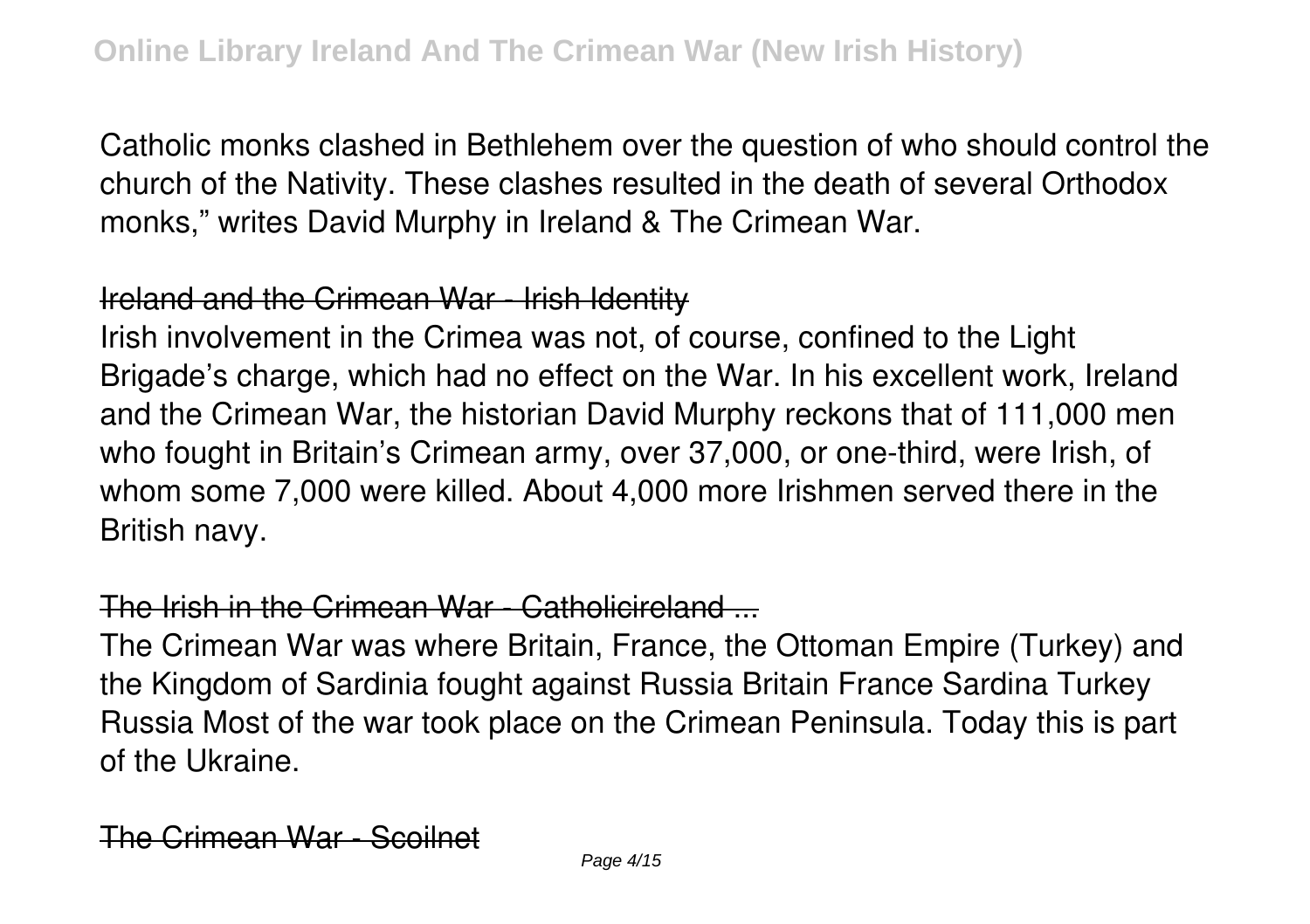Catholic monks clashed in Bethlehem over the question of who should control the church of the Nativity. These clashes resulted in the death of several Orthodox monks," writes David Murphy in Ireland & The Crimean War.

## Ireland and the Crimean War - Irish Identity

Irish involvement in the Crimea was not, of course, confined to the Light Brigade's charge, which had no effect on the War. In his excellent work, Ireland and the Crimean War, the historian David Murphy reckons that of 111,000 men who fought in Britain's Crimean army, over 37,000, or one-third, were Irish, of whom some 7,000 were killed. About 4,000 more Irishmen served there in the British navy.

## The Irish in the Crimean War - Catholicireland ...

The Crimean War was where Britain, France, the Ottoman Empire (Turkey) and the Kingdom of Sardinia fought against Russia Britain France Sardina Turkey Russia Most of the war took place on the Crimean Peninsula. Today this is part of the Ukraine.

## The Crimean War - Scoilnet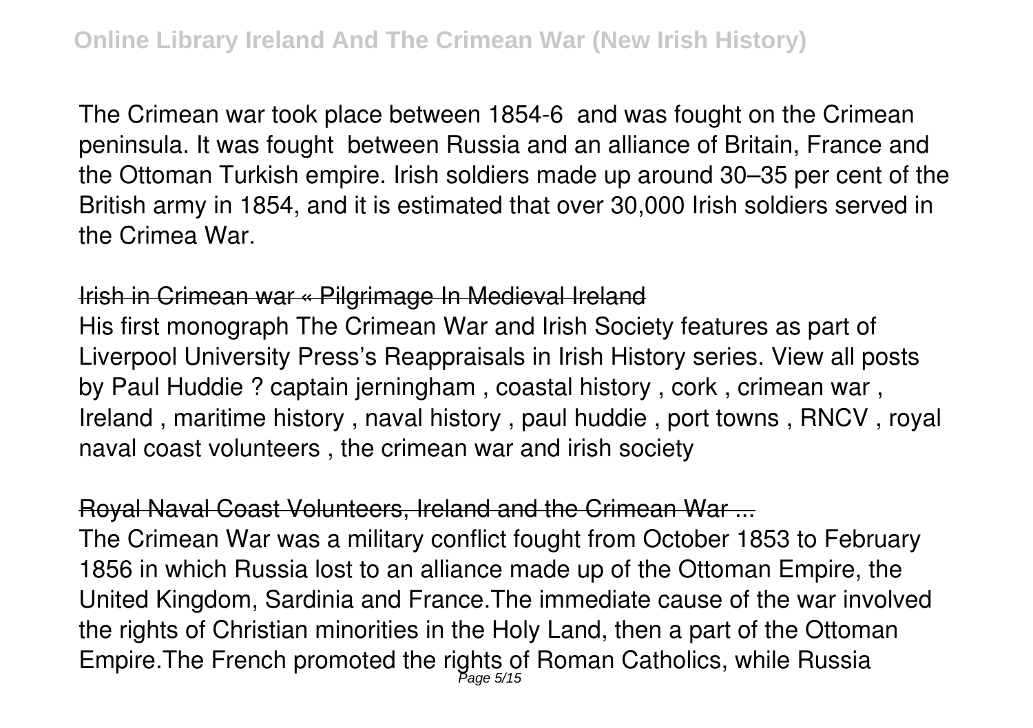The Crimean war took place between 1854-6  and was fought on the Crimean peninsula. It was fought  between Russia and an alliance of Britain, France and the Ottoman Turkish empire. Irish soldiers made up around 30–35 per cent of the British army in 1854, and it is estimated that over 30,000 Irish soldiers served in the Crimea War.

## Irish in Crimean war « Pilgrimage In Medieval Ireland

His first monograph The Crimean War and Irish Society features as part of Liverpool University Press's Reappraisals in Irish History series. View all posts by Paul Huddie ? captain jerningham , coastal history , cork , crimean war , Ireland , maritime history , naval history , paul huddie , port towns , RNCV , royal naval coast volunteers , the crimean war and irish society

## Royal Naval Coast Volunteers, Ireland and the Crimean War ...

The Crimean War was a military conflict fought from October 1853 to February 1856 in which Russia lost to an alliance made up of the Ottoman Empire, the United Kingdom, Sardinia and France.The immediate cause of the war involved the rights of Christian minorities in the Holy Land, then a part of the Ottoman Empire.The French promoted the rights of Roman Catholics, while Russia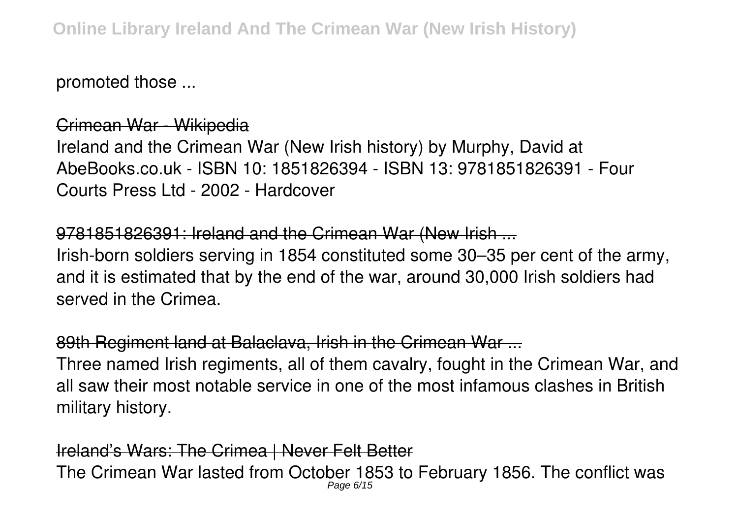promoted those ...

Crimean War - Wikipedia

Ireland and the Crimean War (New Irish history) by Murphy, David at AbeBooks.co.uk - ISBN 10: 1851826394 - ISBN 13: 9781851826391 - Four Courts Press Ltd - 2002 - Hardcover

9781851826391: Ireland and the Crimean War (New Irish ...

Irish-born soldiers serving in 1854 constituted some 30–35 per cent of the army, and it is estimated that by the end of the war, around 30,000 Irish soldiers had served in the Crimea.

89th Regiment land at Balaclava, Irish in the Crimean War ...

Three named Irish regiments, all of them cavalry, fought in the Crimean War, and all saw their most notable service in one of the most infamous clashes in British military history.

Ireland's Wars: The Crimea | Never Felt Better

The Crimean War lasted from October 1853 to February 1856. The conflict was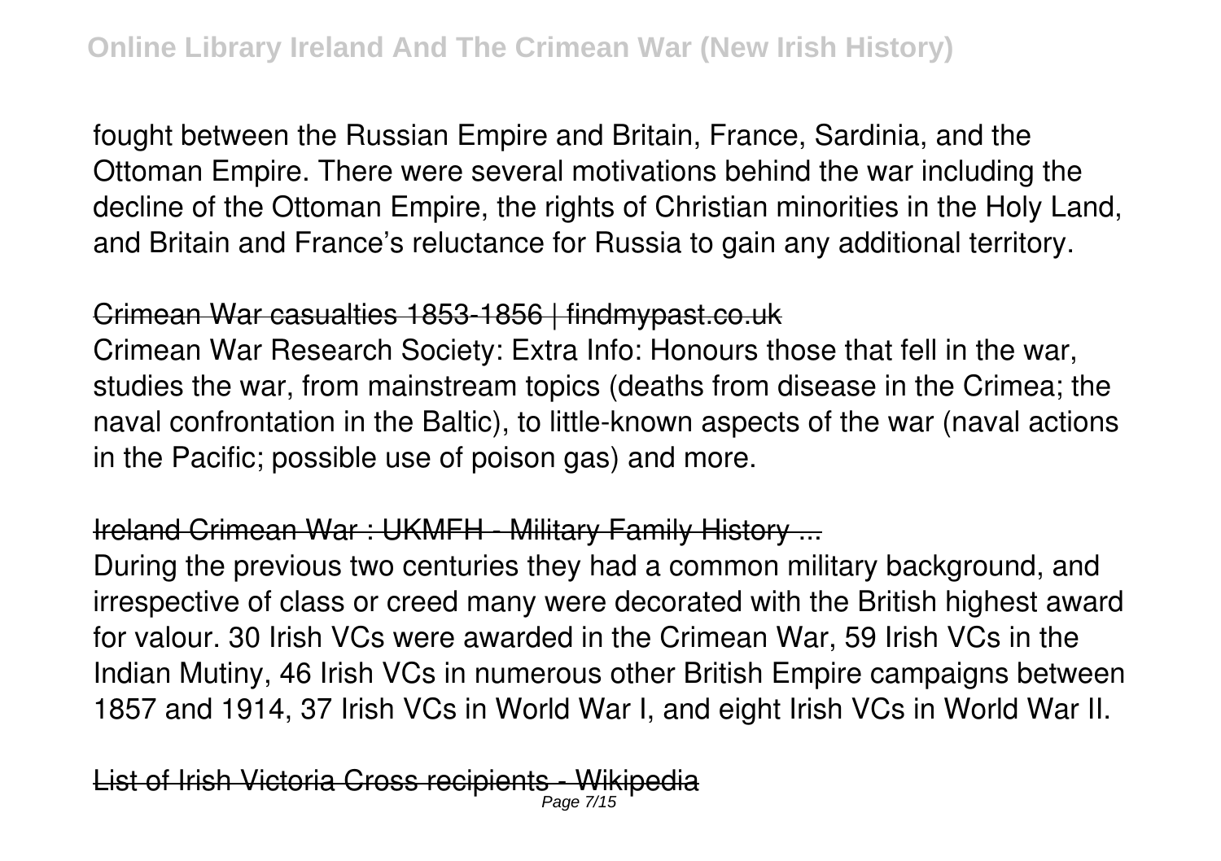fought between the Russian Empire and Britain, France, Sardinia, and the Ottoman Empire. There were several motivations behind the war including the decline of the Ottoman Empire, the rights of Christian minorities in the Holy Land, and Britain and France's reluctance for Russia to gain any additional territory.

Crimean War casualties 1853-1856 | findmypast.co.uk

Crimean War Research Society: Extra Info: Honours those that fell in the war, studies the war, from mainstream topics (deaths from disease in the Crimea; the naval confrontation in the Baltic), to little-known aspects of the war (naval actions in the Pacific; possible use of poison gas) and more.

Ireland Crimean War : UKMFH - Military Family History ...

During the previous two centuries they had a common military background, and irrespective of class or creed many were decorated with the British highest award for valour. 30 Irish VCs were awarded in the Crimean War, 59 Irish VCs in the Indian Mutiny, 46 Irish VCs in numerous other British Empire campaigns between 1857 and 1914, 37 Irish VCs in World War I, and eight Irish VCs in World War II.

List of Irish Victoria Cross recipients - Wikipedia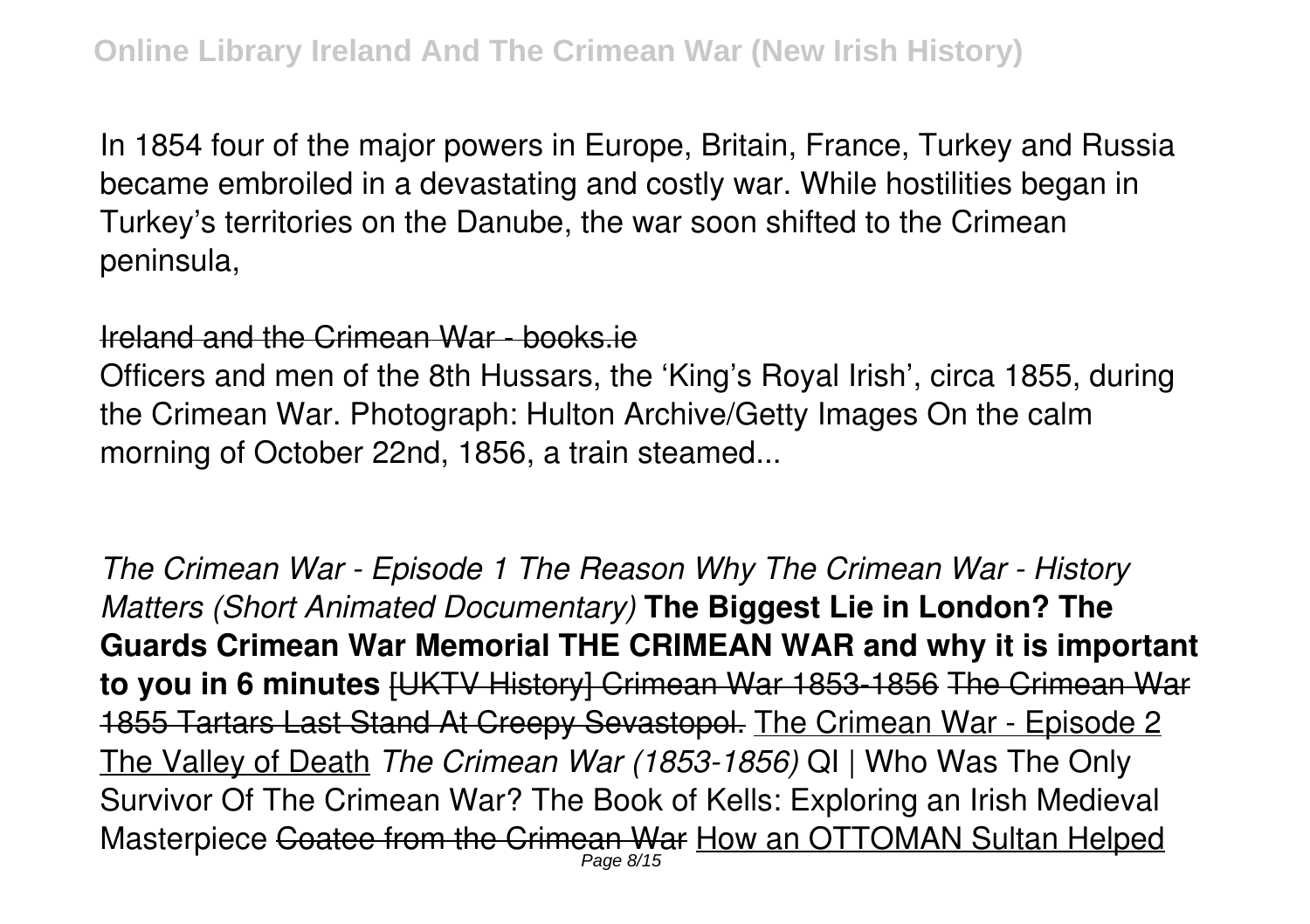In 1854 four of the major powers in Europe, Britain, France, Turkey and Russia became embroiled in a devastating and costly war. While hostilities began in Turkey's territories on the Danube, the war soon shifted to the Crimean peninsula,

~~Ireland and the Crimean War - books.ie~~

Officers and men of the 8th Hussars, the 'King's Royal Irish', circa 1855, during the Crimean War. Photograph: Hulton Archive/Getty Images On the calm morning of October 22nd, 1856, a train steamed...

*The Crimean War - Episode 1 The Reason Why The Crimean War - History Matters (Short Animated Documentary)* **The Biggest Lie in London? The Guards Crimean War Memorial THE CRIMEAN WAR and why it is important to you in 6 minutes** ~~[UKTV History] Crimean War 1853-1856 The Crimean War 1855 Tartars Last Stand At Creepy Sevastopol.~~ The Crimean War - Episode 2 The Valley of Death *The Crimean War (1853-1856)* QI | Who Was The Only Survivor Of The Crimean War? The Book of Kells: Exploring an Irish Medieval Masterpiece ~~Coatee from the Crimean War~~ How an OTTOMAN Sultan Helped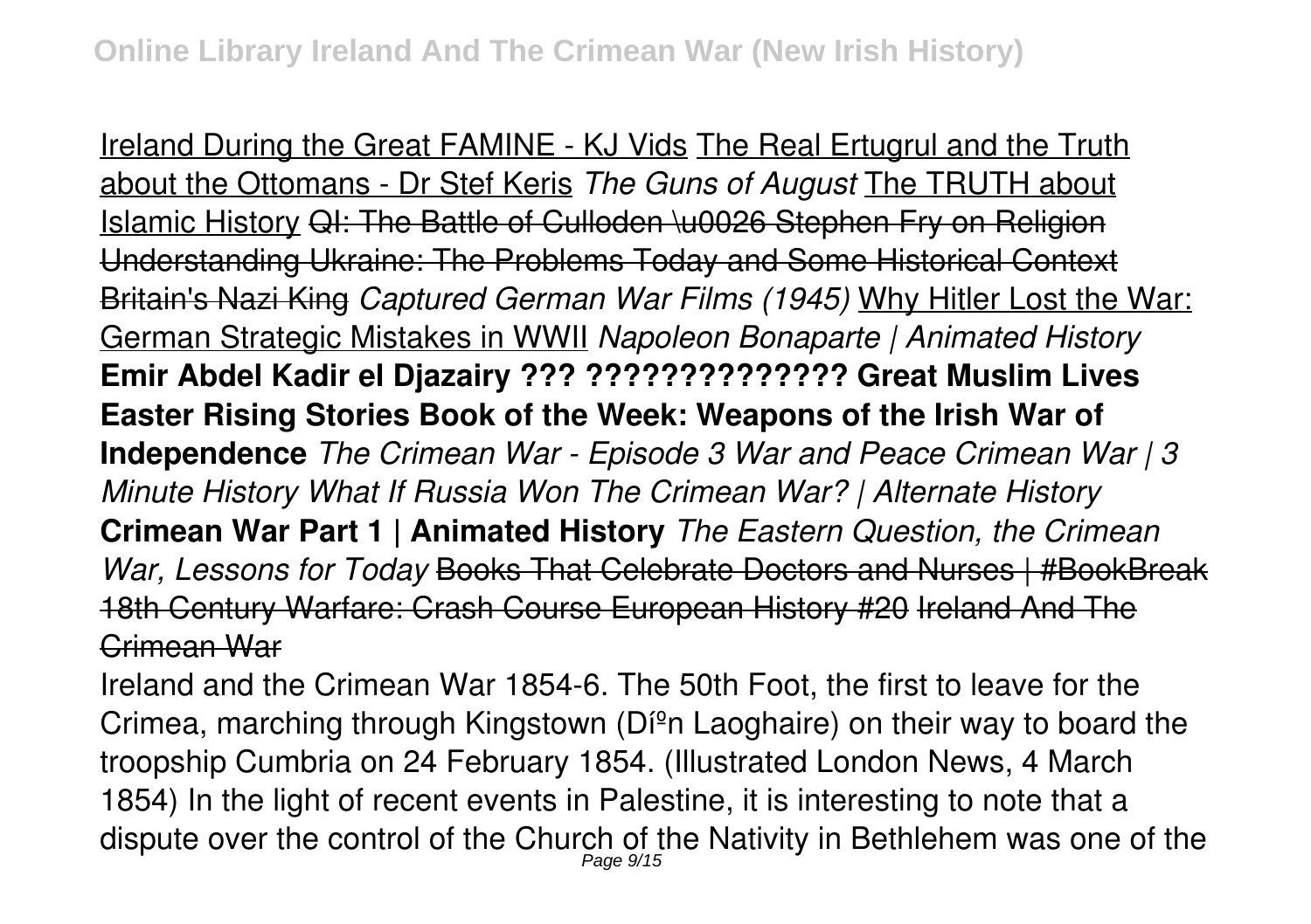Ireland During the Great FAMINE - KJ Vids The Real Ertugrul and the Truth about the Ottomans - Dr Stef Keris *The Guns of August* The TRUTH about Islamic History ~~QI: The Battle of Culloden \u0026 Stephen Fry on Religion Understanding Ukraine: The Problems Today and Some Historical Context Britain's Nazi King~~ *Captured German War Films (1945)* Why Hitler Lost the War: German Strategic Mistakes in WWII *Napoleon Bonaparte | Animated History* **Emir Abdel Kadir el Djazairy ??? ?????????????? Great Muslim Lives Easter Rising Stories Book of the Week: Weapons of the Irish War of Independence** *The Crimean War - Episode 3 War and Peace Crimean War | 3 Minute History What If Russia Won The Crimean War? | Alternate History* **Crimean War Part 1 | Animated History** *The Eastern Question, the Crimean War, Lessons for Today* ~~Books That Celebrate Doctors and Nurses | #BookBreak 18th Century Warfare: Crash Course European History #20 Ireland And The Crimean War~~

Ireland and the Crimean War 1854-6. The 50th Foot, the first to leave for the Crimea, marching through Kingstown (Dún Laoghaire) on their way to board the troopship Cumbria on 24 February 1854. (Illustrated London News, 4 March 1854) In the light of recent events in Palestine, it is interesting to note that a dispute over the control of the Church of the Nativity in Bethlehem was one of the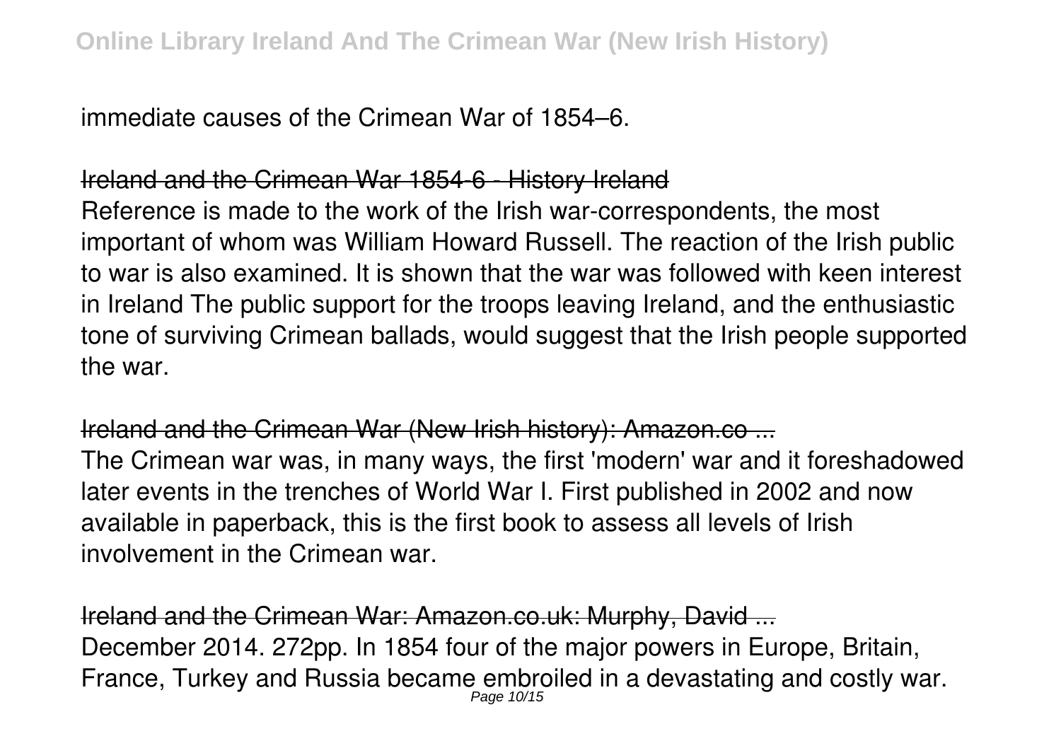immediate causes of the Crimean War of 1854–6.

Ireland and the Crimean War 1854-6 - History Ireland

Reference is made to the work of the Irish war-correspondents, the most important of whom was William Howard Russell. The reaction of the Irish public to war is also examined. It is shown that the war was followed with keen interest in Ireland The public support for the troops leaving Ireland, and the enthusiastic tone of surviving Crimean ballads, would suggest that the Irish people supported the war.

Ireland and the Crimean War (New Irish history): Amazon.co ...

The Crimean war was, in many ways, the first 'modern' war and it foreshadowed later events in the trenches of World War I. First published in 2002 and now available in paperback, this is the first book to assess all levels of Irish involvement in the Crimean war.

Ireland and the Crimean War: Amazon.co.uk: Murphy, David ...

December 2014. 272pp. In 1854 four of the major powers in Europe, Britain, France, Turkey and Russia became embroiled in a devastating and costly war.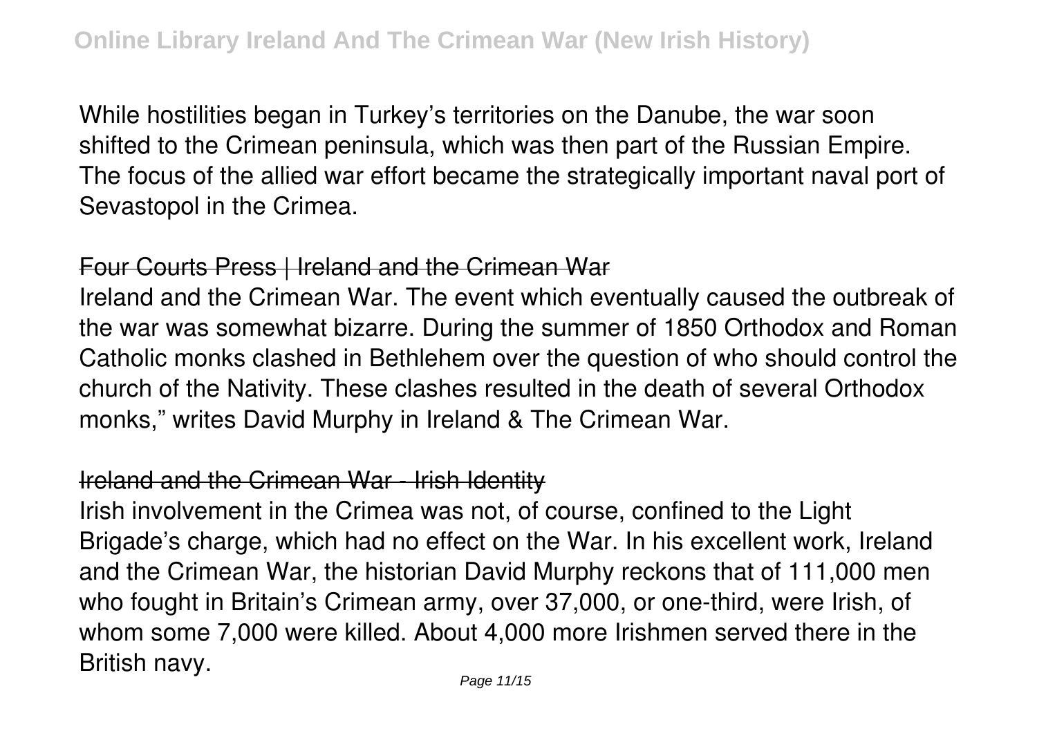While hostilities began in Turkey's territories on the Danube, the war soon shifted to the Crimean peninsula, which was then part of the Russian Empire. The focus of the allied war effort became the strategically important naval port of Sevastopol in the Crimea.

## Four Courts Press | Ireland and the Crimean War

Ireland and the Crimean War. The event which eventually caused the outbreak of the war was somewhat bizarre. During the summer of 1850 Orthodox and Roman Catholic monks clashed in Bethlehem over the question of who should control the church of the Nativity. These clashes resulted in the death of several Orthodox monks," writes David Murphy in Ireland & The Crimean War.

## Ireland and the Crimean War - Irish Identity

Irish involvement in the Crimea was not, of course, confined to the Light Brigade's charge, which had no effect on the War. In his excellent work, Ireland and the Crimean War, the historian David Murphy reckons that of 111,000 men who fought in Britain's Crimean army, over 37,000, or one-third, were Irish, of whom some 7,000 were killed. About 4,000 more Irishmen served there in the British navy.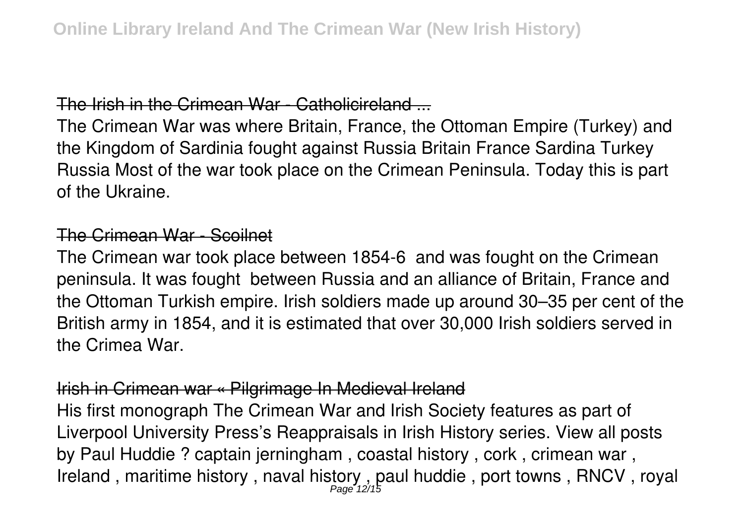## The Irish in the Crimean War - Catholicireland ...

The Crimean War was where Britain, France, the Ottoman Empire (Turkey) and the Kingdom of Sardinia fought against Russia Britain France Sardina Turkey Russia Most of the war took place on the Crimean Peninsula. Today this is part of the Ukraine.

## The Crimean War - Scoilnet

The Crimean war took place between 1854-6 and was fought on the Crimean peninsula. It was fought between Russia and an alliance of Britain, France and the Ottoman Turkish empire. Irish soldiers made up around 30–35 per cent of the British army in 1854, and it is estimated that over 30,000 Irish soldiers served in the Crimea War.

## Irish in Crimean war « Pilgrimage In Medieval Ireland

His first monograph The Crimean War and Irish Society features as part of Liverpool University Press's Reappraisals in Irish History series. View all posts by Paul Huddie ? captain jerningham , coastal history , cork , crimean war , Ireland , maritime history , naval history , paul huddie , port towns , RNCV , royal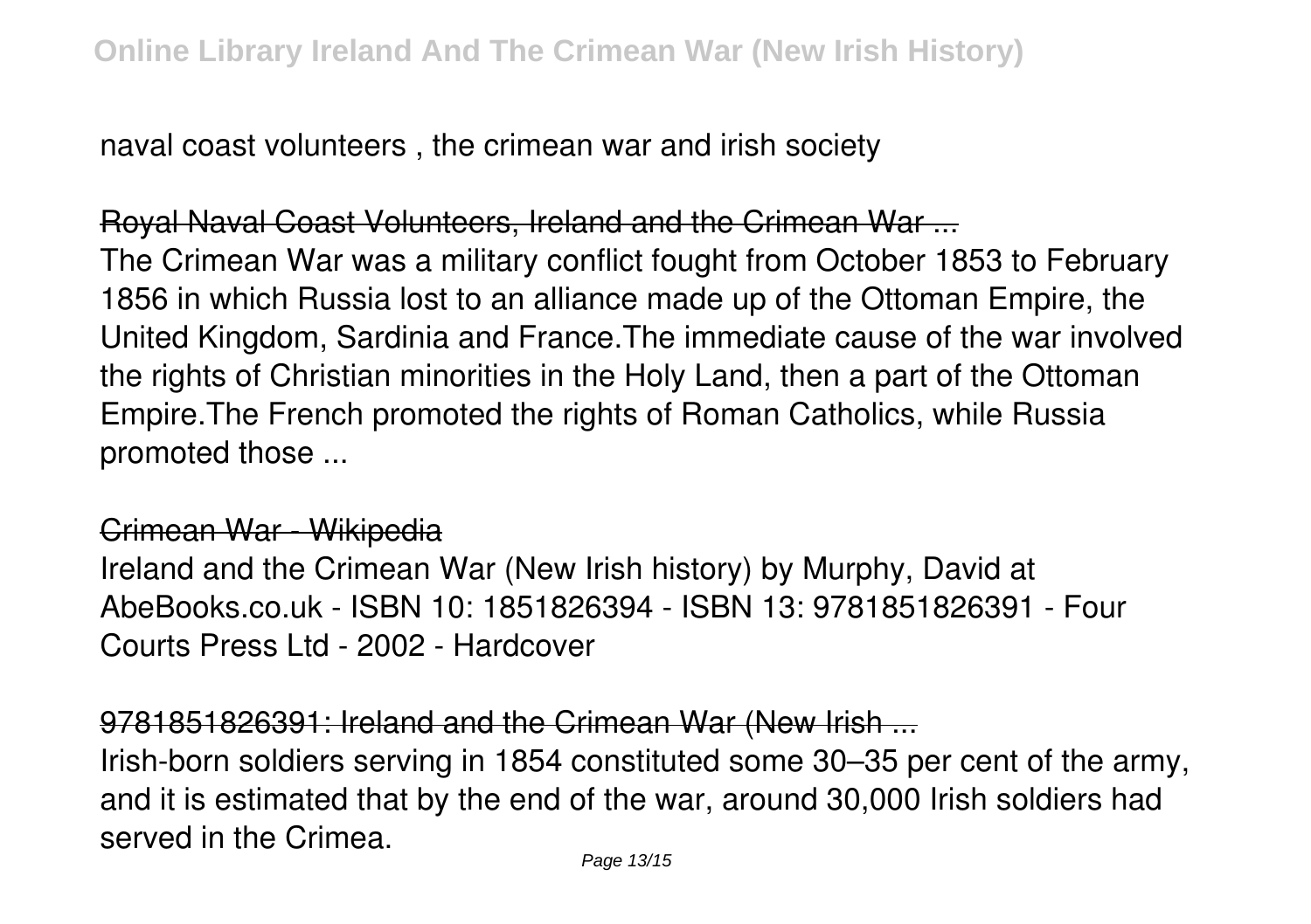naval coast volunteers , the crimean war and irish society

Royal Naval Coast Volunteers, Ireland and the Crimean War ...

The Crimean War was a military conflict fought from October 1853 to February 1856 in which Russia lost to an alliance made up of the Ottoman Empire, the United Kingdom, Sardinia and France.The immediate cause of the war involved the rights of Christian minorities in the Holy Land, then a part of the Ottoman Empire.The French promoted the rights of Roman Catholics, while Russia promoted those ...

Crimean War - Wikipedia

Ireland and the Crimean War (New Irish history) by Murphy, David at AbeBooks.co.uk - ISBN 10: 1851826394 - ISBN 13: 9781851826391 - Four Courts Press Ltd - 2002 - Hardcover

9781851826391: Ireland and the Crimean War (New Irish ...

Irish-born soldiers serving in 1854 constituted some 30–35 per cent of the army, and it is estimated that by the end of the war, around 30,000 Irish soldiers had served in the Crimea.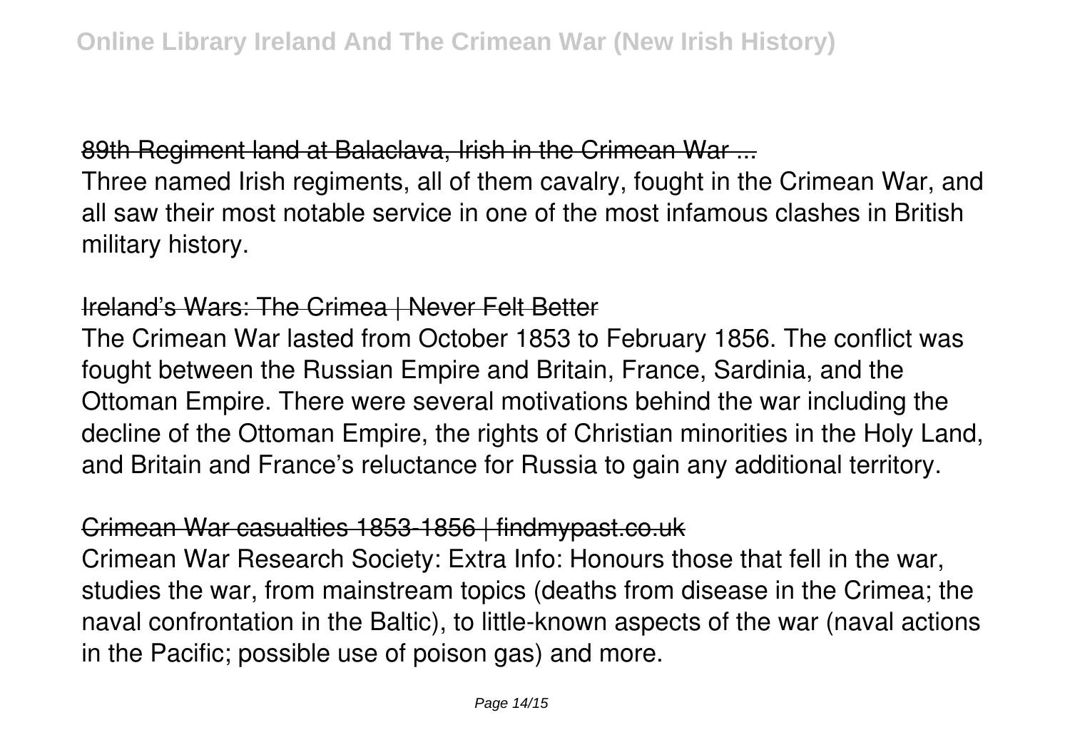89th Regiment land at Balaclava, Irish in the Crimean War ...

Three named Irish regiments, all of them cavalry, fought in the Crimean War, and all saw their most notable service in one of the most infamous clashes in British military history.

Ireland's Wars: The Crimea | Never Felt Better

The Crimean War lasted from October 1853 to February 1856. The conflict was fought between the Russian Empire and Britain, France, Sardinia, and the Ottoman Empire. There were several motivations behind the war including the decline of the Ottoman Empire, the rights of Christian minorities in the Holy Land, and Britain and France's reluctance for Russia to gain any additional territory.

Crimean War casualties 1853-1856 | findmypast.co.uk

Crimean War Research Society: Extra Info: Honours those that fell in the war, studies the war, from mainstream topics (deaths from disease in the Crimea; the naval confrontation in the Baltic), to little-known aspects of the war (naval actions in the Pacific; possible use of poison gas) and more.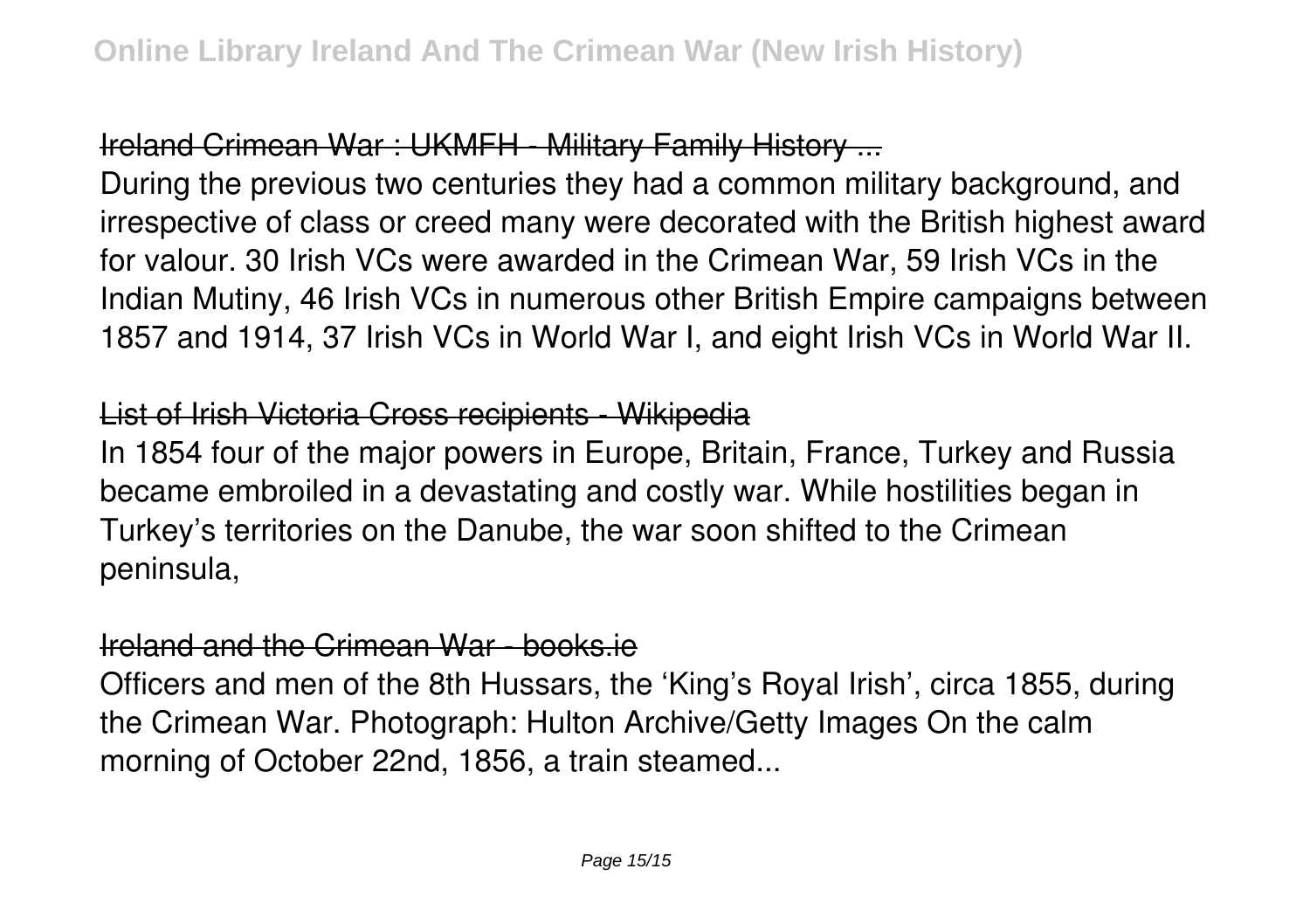## Ireland Crimean War : UKMFH - Military Family History ...

During the previous two centuries they had a common military background, and irrespective of class or creed many were decorated with the British highest award for valour. 30 Irish VCs were awarded in the Crimean War, 59 Irish VCs in the Indian Mutiny, 46 Irish VCs in numerous other British Empire campaigns between 1857 and 1914, 37 Irish VCs in World War I, and eight Irish VCs in World War II.

## List of Irish Victoria Cross recipients - Wikipedia

In 1854 four of the major powers in Europe, Britain, France, Turkey and Russia became embroiled in a devastating and costly war. While hostilities began in Turkey's territories on the Danube, the war soon shifted to the Crimean peninsula,

## Ireland and the Crimean War - books.ie

Officers and men of the 8th Hussars, the 'King's Royal Irish', circa 1855, during the Crimean War. Photograph: Hulton Archive/Getty Images On the calm morning of October 22nd, 1856, a train steamed...